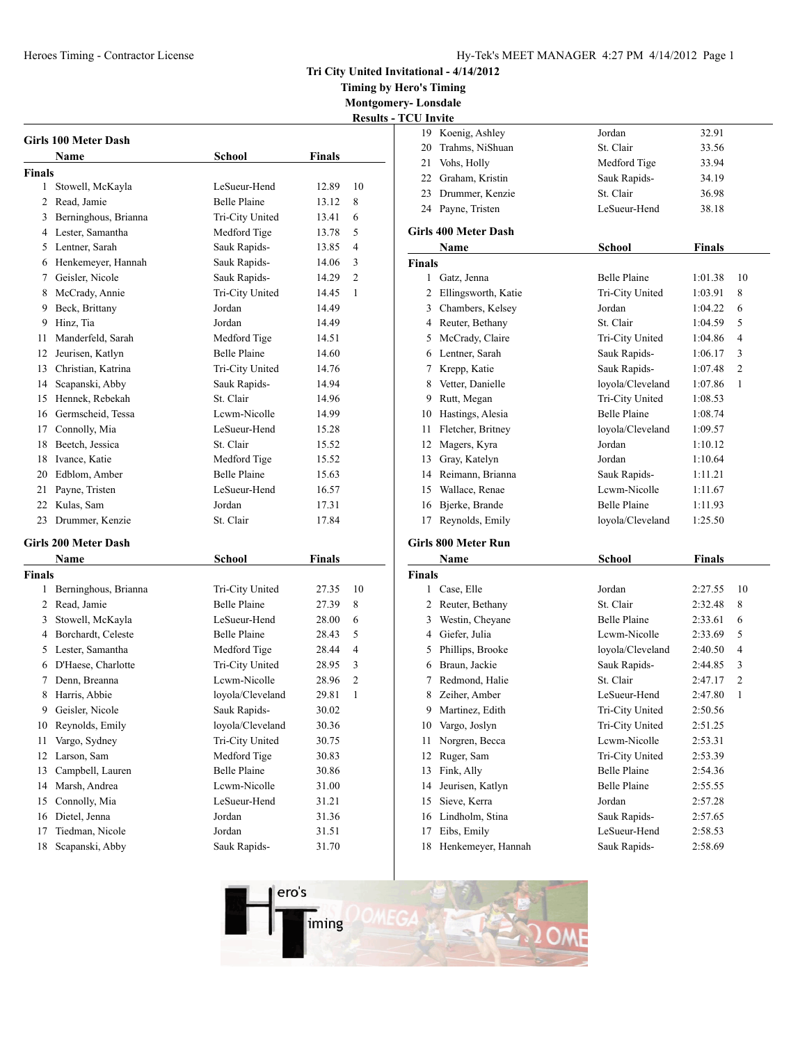Tri City United Invitational - 4/14/2012

Timing by Hero's Timing

Montgomery- Lonsdale

Results - TCU Invite

### Girls 100 Meter Dash

| | Name | School | Finals | |
|---|---|---|---|---|
| **Finals** | | | | |
| 1 | Stowell, McKayla | LeSueur-Hend | 12.89 | 10 |
| 2 | Read, Jamie | Belle Plaine | 13.12 | 8 |
| 3 | Berninghous, Brianna | Tri-City United | 13.41 | 6 |
| 4 | Lester, Samantha | Medford Tige | 13.78 | 5 |
| 5 | Lentner, Sarah | Sauk Rapids- | 13.85 | 4 |
| 6 | Henkemeyer, Hannah | Sauk Rapids- | 14.06 | 3 |
| 7 | Geisler, Nicole | Sauk Rapids- | 14.29 | 2 |
| 8 | McCrady, Annie | Tri-City United | 14.45 | 1 |
| 9 | Beck, Brittany | Jordan | 14.49 | |
| 9 | Hinz, Tia | Jordan | 14.49 | |
| 11 | Manderfeld, Sarah | Medford Tige | 14.51 | |
| 12 | Jeurisen, Katlyn | Belle Plaine | 14.60 | |
| 13 | Christian, Katrina | Tri-City United | 14.76 | |
| 14 | Scapanski, Abby | Sauk Rapids- | 14.94 | |
| 15 | Hennek, Rebekah | St. Clair | 14.96 | |
| 16 | Germscheid, Tessa | Lcwm-Nicolle | 14.99 | |
| 17 | Connolly, Mia | LeSueur-Hend | 15.28 | |
| 18 | Beetch, Jessica | St. Clair | 15.52 | |
| 18 | Ivance, Katie | Medford Tige | 15.52 | |
| 20 | Edblom, Amber | Belle Plaine | 15.63 | |
| 21 | Payne, Tristen | LeSueur-Hend | 16.57 | |
| 22 | Kulas, Sam | Jordan | 17.31 | |
| 23 | Drummer, Kenzie | St. Clair | 17.84 | |

### Girls 200 Meter Dash

| | Name | School | Finals | |
|---|---|---|---|---|
| **Finals** | | | | |
| 1 | Berninghous, Brianna | Tri-City United | 27.35 | 10 |
| 2 | Read, Jamie | Belle Plaine | 27.39 | 8 |
| 3 | Stowell, McKayla | LeSueur-Hend | 28.00 | 6 |
| 4 | Borchardt, Celeste | Belle Plaine | 28.43 | 5 |
| 5 | Lester, Samantha | Medford Tige | 28.44 | 4 |
| 6 | D'Haese, Charlotte | Tri-City United | 28.95 | 3 |
| 7 | Denn, Breanna | Lcwm-Nicolle | 28.96 | 2 |
| 8 | Harris, Abbie | loyola/Cleveland | 29.81 | 1 |
| 9 | Geisler, Nicole | Sauk Rapids- | 30.02 | |
| 10 | Reynolds, Emily | loyola/Cleveland | 30.36 | |
| 11 | Vargo, Sydney | Tri-City United | 30.75 | |
| 12 | Larson, Sam | Medford Tige | 30.83 | |
| 13 | Campbell, Lauren | Belle Plaine | 30.86 | |
| 14 | Marsh, Andrea | Lcwm-Nicolle | 31.00 | |
| 15 | Connolly, Mia | LeSueur-Hend | 31.21 | |
| 16 | Dietel, Jenna | Jordan | 31.36 | |
| 17 | Tiedman, Nicole | Jordan | 31.51 | |
| 18 | Scapanski, Abby | Sauk Rapids- | 31.70 | |
| 19 | Koenig, Ashley | Jordan | 32.91 | |
| 20 | Trahms, NiShuan | St. Clair | 33.56 | |
| 21 | Vohs, Holly | Medford Tige | 33.94 | |
| 22 | Graham, Kristin | Sauk Rapids- | 34.19 | |
| 23 | Drummer, Kenzie | St. Clair | 36.98 | |
| 24 | Payne, Tristen | LeSueur-Hend | 38.18 | |

### Girls 400 Meter Dash

| | Name | School | Finals | |
|---|---|---|---|---|
| **Finals** | | | | |
| 1 | Gatz, Jenna | Belle Plaine | 1:01.38 | 10 |
| 2 | Ellingsworth, Katie | Tri-City United | 1:03.91 | 8 |
| 3 | Chambers, Kelsey | Jordan | 1:04.22 | 6 |
| 4 | Reuter, Bethany | St. Clair | 1:04.59 | 5 |
| 5 | McCrady, Claire | Tri-City United | 1:04.86 | 4 |
| 6 | Lentner, Sarah | Sauk Rapids- | 1:06.17 | 3 |
| 7 | Krepp, Katie | Sauk Rapids- | 1:07.48 | 2 |
| 8 | Vetter, Danielle | loyola/Cleveland | 1:07.86 | 1 |
| 9 | Rutt, Megan | Tri-City United | 1:08.53 | |
| 10 | Hastings, Alesia | Belle Plaine | 1:08.74 | |
| 11 | Fletcher, Britney | loyola/Cleveland | 1:09.57 | |
| 12 | Magers, Kyra | Jordan | 1:10.12 | |
| 13 | Gray, Katelyn | Jordan | 1:10.64 | |
| 14 | Reimann, Brianna | Sauk Rapids- | 1:11.21 | |
| 15 | Wallace, Renae | Lcwm-Nicolle | 1:11.67 | |
| 16 | Bjerke, Brande | Belle Plaine | 1:11.93 | |
| 17 | Reynolds, Emily | loyola/Cleveland | 1:25.50 | |

### Girls 800 Meter Run

| | Name | School | Finals | |
|---|---|---|---|---|
| **Finals** | | | | |
| 1 | Case, Elle | Jordan | 2:27.55 | 10 |
| 2 | Reuter, Bethany | St. Clair | 2:32.48 | 8 |
| 3 | Westin, Cheyane | Belle Plaine | 2:33.61 | 6 |
| 4 | Giefer, Julia | Lcwm-Nicolle | 2:33.69 | 5 |
| 5 | Phillips, Brooke | loyola/Cleveland | 2:40.50 | 4 |
| 6 | Braun, Jackie | Sauk Rapids- | 2:44.85 | 3 |
| 7 | Redmond, Halie | St. Clair | 2:47.17 | 2 |
| 8 | Zeiher, Amber | LeSueur-Hend | 2:47.80 | 1 |
| 9 | Martinez, Edith | Tri-City United | 2:50.56 | |
| 10 | Vargo, Joslyn | Tri-City United | 2:51.25 | |
| 11 | Norgren, Becca | Lcwm-Nicolle | 2:53.31 | |
| 12 | Ruger, Sam | Tri-City United | 2:53.39 | |
| 13 | Fink, Ally | Belle Plaine | 2:54.36 | |
| 14 | Jeurisen, Katlyn | Belle Plaine | 2:55.55 | |
| 15 | Sieve, Kerra | Jordan | 2:57.28 | |
| 16 | Lindholm, Stina | Sauk Rapids- | 2:57.65 | |
| 17 | Eibs, Emily | LeSueur-Hend | 2:58.53 | |
| 18 | Henkemeyer, Hannah | Sauk Rapids- | 2:58.69 | |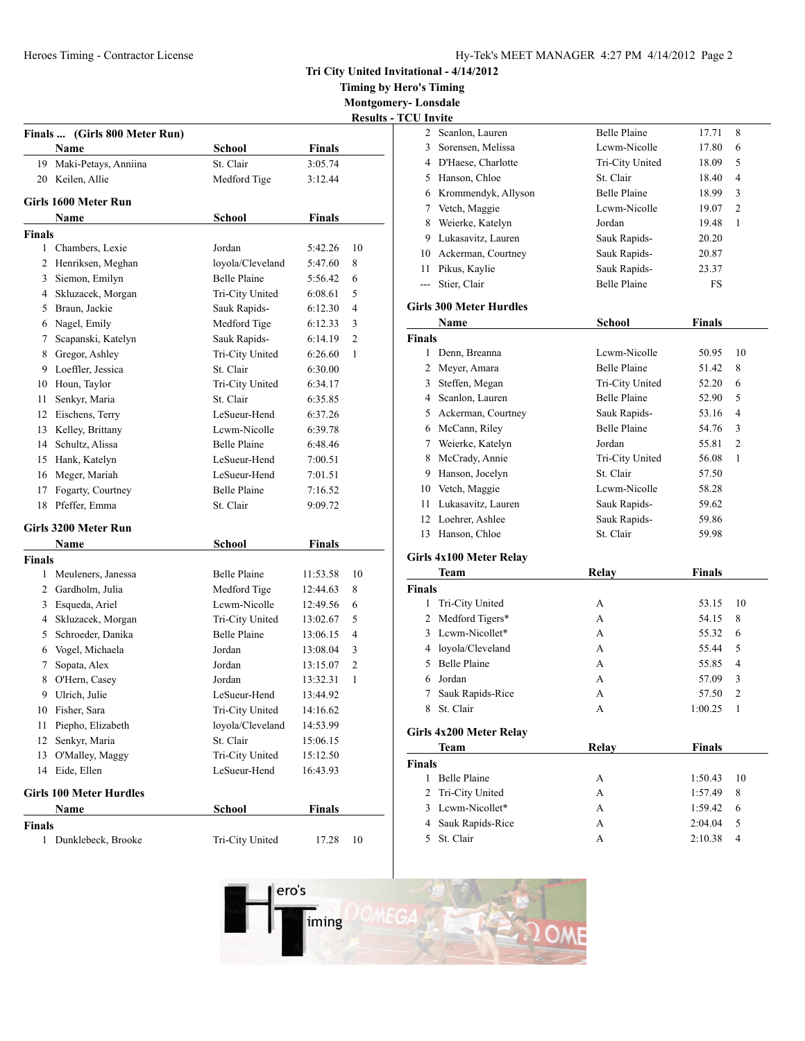## Tri City United Invitational - 4/14/2012

**Timing by Hero's Timing**

**Montgomery- Lonsdale**

**Results - TCU Invite**

### Finals ... (Girls 800 Meter Run)

| | Name | School | Finals |
|---|---|---|---|
| 19 | Maki-Petays, Anniina | St. Clair | 3:05.74 |
| 20 | Keilen, Allie | Medford Tige | 3:12.44 |

### Girls 1600 Meter Run

**Finals**

| | Name | School | Finals | |
|---|---|---|---|---|
| 1 | Chambers, Lexie | Jordan | 5:42.26 | 10 |
| 2 | Henriksen, Meghan | loyola/Cleveland | 5:47.60 | 8 |
| 3 | Siemon, Emilyn | Belle Plaine | 5:56.42 | 6 |
| 4 | Skluzacek, Morgan | Tri-City United | 6:08.61 | 5 |
| 5 | Braun, Jackie | Sauk Rapids- | 6:12.30 | 4 |
| 6 | Nagel, Emily | Medford Tige | 6:12.33 | 3 |
| 7 | Scapanski, Katelyn | Sauk Rapids- | 6:14.19 | 2 |
| 8 | Gregor, Ashley | Tri-City United | 6:26.60 | 1 |
| 9 | Loeffler, Jessica | St. Clair | 6:30.00 | |
| 10 | Houn, Taylor | Tri-City United | 6:34.17 | |
| 11 | Senkyr, Maria | St. Clair | 6:35.85 | |
| 12 | Eischens, Terry | LeSueur-Hend | 6:37.26 | |
| 13 | Kelley, Brittany | Lcwm-Nicolle | 6:39.78 | |
| 14 | Schultz, Alissa | Belle Plaine | 6:48.46 | |
| 15 | Hank, Katelyn | LeSueur-Hend | 7:00.51 | |
| 16 | Meger, Mariah | LeSueur-Hend | 7:01.51 | |
| 17 | Fogarty, Courtney | Belle Plaine | 7:16.52 | |
| 18 | Pfeffer, Emma | St. Clair | 9:09.72 | |

### Girls 3200 Meter Run

**Finals**

| | Name | School | Finals | |
|---|---|---|---|---|
| 1 | Meuleners, Janessa | Belle Plaine | 11:53.58 | 10 |
| 2 | Gardholm, Julia | Medford Tige | 12:44.63 | 8 |
| 3 | Esqueda, Ariel | Lcwm-Nicolle | 12:49.56 | 6 |
| 4 | Skluzacek, Morgan | Tri-City United | 13:02.67 | 5 |
| 5 | Schroeder, Danika | Belle Plaine | 13:06.15 | 4 |
| 6 | Vogel, Michaela | Jordan | 13:08.04 | 3 |
| 7 | Sopata, Alex | Jordan | 13:15.07 | 2 |
| 8 | O'Hern, Casey | Jordan | 13:32.31 | 1 |
| 9 | Ulrich, Julie | LeSueur-Hend | 13:44.92 | |
| 10 | Fisher, Sara | Tri-City United | 14:16.62 | |
| 11 | Piepho, Elizabeth | loyola/Cleveland | 14:53.99 | |
| 12 | Senkyr, Maria | St. Clair | 15:06.15 | |
| 13 | O'Malley, Maggy | Tri-City United | 15:12.50 | |
| 14 | Eide, Ellen | LeSueur-Hend | 16:43.93 | |

### Girls 100 Meter Hurdles

**Finals**

| | Name | School | Finals | |
|---|---|---|---|---|
| 1 | Dunklebeck, Brooke | Tri-City United | 17.28 | 10 |
| 2 | Scanlon, Lauren | Belle Plaine | 17.71 | 8 |
| 3 | Sorensen, Melissa | Lcwm-Nicolle | 17.80 | 6 |
| 4 | D'Haese, Charlotte | Tri-City United | 18.09 | 5 |
| 5 | Hanson, Chloe | St. Clair | 18.40 | 4 |
| 6 | Krommendyk, Allyson | Belle Plaine | 18.99 | 3 |
| 7 | Vetch, Maggie | Lcwm-Nicolle | 19.07 | 2 |
| 8 | Weierke, Katelyn | Jordan | 19.48 | 1 |
| 9 | Lukasavitz, Lauren | Sauk Rapids- | 20.20 | |
| 10 | Ackerman, Courtney | Sauk Rapids- | 20.87 | |
| 11 | Pikus, Kaylie | Sauk Rapids- | 23.37 | |
| --- | Stier, Clair | Belle Plaine | FS | |

### Girls 300 Meter Hurdles

**Finals**

| | Name | School | Finals | |
|---|---|---|---|---|
| 1 | Denn, Breanna | Lcwm-Nicolle | 50.95 | 10 |
| 2 | Meyer, Amara | Belle Plaine | 51.42 | 8 |
| 3 | Steffen, Megan | Tri-City United | 52.20 | 6 |
| 4 | Scanlon, Lauren | Belle Plaine | 52.90 | 5 |
| 5 | Ackerman, Courtney | Sauk Rapids- | 53.16 | 4 |
| 6 | McCann, Riley | Belle Plaine | 54.76 | 3 |
| 7 | Weierke, Katelyn | Jordan | 55.81 | 2 |
| 8 | McCrady, Annie | Tri-City United | 56.08 | 1 |
| 9 | Hanson, Jocelyn | St. Clair | 57.50 | |
| 10 | Vetch, Maggie | Lcwm-Nicolle | 58.28 | |
| 11 | Lukasavitz, Lauren | Sauk Rapids- | 59.62 | |
| 12 | Loehrer, Ashlee | Sauk Rapids- | 59.86 | |
| 13 | Hanson, Chloe | St. Clair | 59.98 | |

### Girls 4x100 Meter Relay

**Finals**

| | Team | Relay | Finals | |
|---|---|---|---|---|
| 1 | Tri-City United | A | 53.15 | 10 |
| 2 | Medford Tigers* | A | 54.15 | 8 |
| 3 | Lcwm-Nicollet* | A | 55.32 | 6 |
| 4 | loyola/Cleveland | A | 55.44 | 5 |
| 5 | Belle Plaine | A | 55.85 | 4 |
| 6 | Jordan | A | 57.09 | 3 |
| 7 | Sauk Rapids-Rice | A | 57.50 | 2 |
| 8 | St. Clair | A | 1:00.25 | 1 |

### Girls 4x200 Meter Relay

**Finals**

| | Team | Relay | Finals | |
|---|---|---|---|---|
| 1 | Belle Plaine | A | 1:50.43 | 10 |
| 2 | Tri-City United | A | 1:57.49 | 8 |
| 3 | Lcwm-Nicollet* | A | 1:59.42 | 6 |
| 4 | Sauk Rapids-Rice | A | 2:04.04 | 5 |
| 5 | St. Clair | A | 2:10.38 | 4 |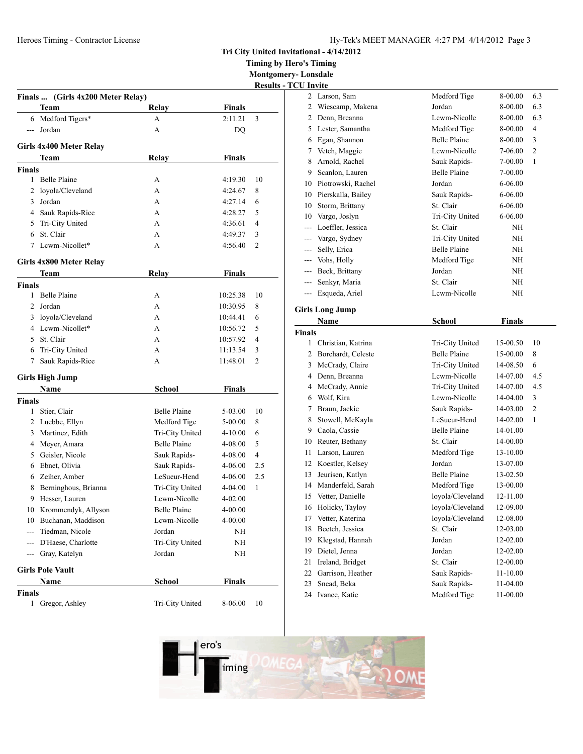Tri City United Invitational - 4/14/2012
Timing by Hero's Timing
Montgomery- Lonsdale
Results - TCU Invite

### Finals ... (Girls 4x200 Meter Relay)

| | Team | Relay | Finals | |
|---|---|---|---|---|
| 6 | Medford Tigers* | A | 2:11.21 | 3 |
| --- | Jordan | A | DQ | |

### Girls 4x400 Meter Relay

| | Team | Relay | Finals | |
|---|---|---|---|---|
| **Finals** | | | | |
| 1 | Belle Plaine | A | 4:19.30 | 10 |
| 2 | loyola/Cleveland | A | 4:24.67 | 8 |
| 3 | Jordan | A | 4:27.14 | 6 |
| 4 | Sauk Rapids-Rice | A | 4:28.27 | 5 |
| 5 | Tri-City United | A | 4:36.61 | 4 |
| 6 | St. Clair | A | 4:49.37 | 3 |
| 7 | Lcwm-Nicollet* | A | 4:56.40 | 2 |

### Girls 4x800 Meter Relay

| | Team | Relay | Finals | |
|---|---|---|---|---|
| **Finals** | | | | |
| 1 | Belle Plaine | A | 10:25.38 | 10 |
| 2 | Jordan | A | 10:30.95 | 8 |
| 3 | loyola/Cleveland | A | 10:44.41 | 6 |
| 4 | Lcwm-Nicollet* | A | 10:56.72 | 5 |
| 5 | St. Clair | A | 10:57.92 | 4 |
| 6 | Tri-City United | A | 11:13.54 | 3 |
| 7 | Sauk Rapids-Rice | A | 11:48.01 | 2 |

### Girls High Jump

| | Name | School | Finals | |
|---|---|---|---|---|
| **Finals** | | | | |
| 1 | Stier, Clair | Belle Plaine | 5-03.00 | 10 |
| 2 | Luebbe, Ellyn | Medford Tige | 5-00.00 | 8 |
| 3 | Martinez, Edith | Tri-City United | 4-10.00 | 6 |
| 4 | Meyer, Amara | Belle Plaine | 4-08.00 | 5 |
| 5 | Geisler, Nicole | Sauk Rapids- | 4-08.00 | 4 |
| 6 | Ebnet, Olivia | Sauk Rapids- | 4-06.00 | 2.5 |
| 6 | Zeiher, Amber | LeSueur-Hend | 4-06.00 | 2.5 |
| 8 | Berninghous, Brianna | Tri-City United | 4-04.00 | 1 |
| 9 | Hesser, Lauren | Lcwm-Nicolle | 4-02.00 | |
| 10 | Krommendyk, Allyson | Belle Plaine | 4-00.00 | |
| 10 | Buchanan, Maddison | Lcwm-Nicolle | 4-00.00 | |
| --- | Tiedman, Nicole | Jordan | NH | |
| --- | D'Haese, Charlotte | Tri-City United | NH | |
| --- | Gray, Katelyn | Jordan | NH | |

### Girls Pole Vault

| | Name | School | Finals | |
|---|---|---|---|---|
| **Finals** | | | | |
| 1 | Gregor, Ashley | Tri-City United | 8-06.00 | 10 |
| 2 | Larson, Sam | Medford Tige | 8-00.00 | 6.3 |
| 2 | Wiescamp, Makena | Jordan | 8-00.00 | 6.3 |
| 2 | Denn, Breanna | Lcwm-Nicolle | 8-00.00 | 6.3 |
| 5 | Lester, Samantha | Medford Tige | 8-00.00 | 4 |
| 6 | Egan, Shannon | Belle Plaine | 8-00.00 | 3 |
| 7 | Vetch, Maggie | Lcwm-Nicolle | 7-06.00 | 2 |
| 8 | Arnold, Rachel | Sauk Rapids- | 7-00.00 | 1 |
| 9 | Scanlon, Lauren | Belle Plaine | 7-00.00 | |
| 10 | Piotrowski, Rachel | Jordan | 6-06.00 | |
| 10 | Pierskalla, Bailey | Sauk Rapids- | 6-06.00 | |
| 10 | Storm, Brittany | St. Clair | 6-06.00 | |
| 10 | Vargo, Joslyn | Tri-City United | 6-06.00 | |
| --- | Loeffler, Jessica | St. Clair | NH | |
| --- | Vargo, Sydney | Tri-City United | NH | |
| --- | Selly, Erica | Belle Plaine | NH | |
| --- | Vohs, Holly | Medford Tige | NH | |
| --- | Beck, Brittany | Jordan | NH | |
| --- | Senkyr, Maria | St. Clair | NH | |
| --- | Esqueda, Ariel | Lcwm-Nicolle | NH | |

### Girls Long Jump

| | Name | School | Finals | |
|---|---|---|---|---|
| **Finals** | | | | |
| 1 | Christian, Katrina | Tri-City United | 15-00.50 | 10 |
| 2 | Borchardt, Celeste | Belle Plaine | 15-00.00 | 8 |
| 3 | McCrady, Claire | Tri-City United | 14-08.50 | 6 |
| 4 | Denn, Breanna | Lcwm-Nicolle | 14-07.00 | 4.5 |
| 4 | McCrady, Annie | Tri-City United | 14-07.00 | 4.5 |
| 6 | Wolf, Kira | Lcwm-Nicolle | 14-04.00 | 3 |
| 7 | Braun, Jackie | Sauk Rapids- | 14-03.00 | 2 |
| 8 | Stowell, McKayla | LeSueur-Hend | 14-02.00 | 1 |
| 9 | Caola, Cassie | Belle Plaine | 14-01.00 | |
| 10 | Reuter, Bethany | St. Clair | 14-00.00 | |
| 11 | Larson, Lauren | Medford Tige | 13-10.00 | |
| 12 | Koestler, Kelsey | Jordan | 13-07.00 | |
| 13 | Jeurisen, Katlyn | Belle Plaine | 13-02.50 | |
| 14 | Manderfeld, Sarah | Medford Tige | 13-00.00 | |
| 15 | Vetter, Danielle | loyola/Cleveland | 12-11.00 | |
| 16 | Holicky, Tayloy | loyola/Cleveland | 12-09.00 | |
| 17 | Vetter, Katerina | loyola/Cleveland | 12-08.00 | |
| 18 | Beetch, Jessica | St. Clair | 12-03.00 | |
| 19 | Klegstad, Hannah | Jordan | 12-02.00 | |
| 19 | Dietel, Jenna | Jordan | 12-02.00 | |
| 21 | Ireland, Bridget | St. Clair | 12-00.00 | |
| 22 | Garrison, Heather | Sauk Rapids- | 11-10.00 | |
| 23 | Snead, Beka | Sauk Rapids- | 11-04.00 | |
| 24 | Ivance, Katie | Medford Tige | 11-00.00 | |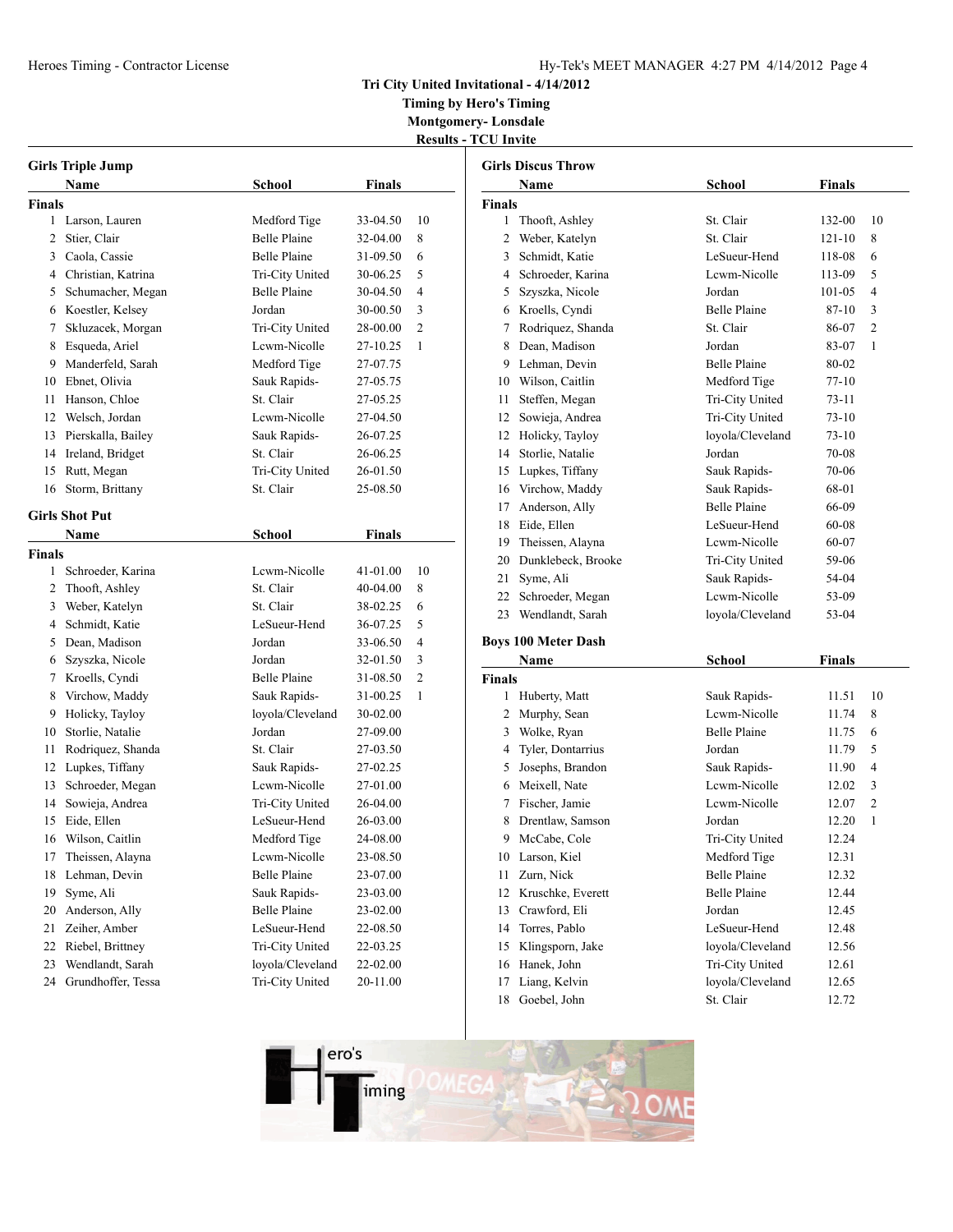# Tri City United Invitational - 4/14/2012

## Timing by Hero's Timing

## Montgomery- Lonsdale

## Results - TCU Invite

### Girls Triple Jump

**Finals**

| | Name | School | Finals | |
|---|---|---|---|---|
| 1 | Larson, Lauren | Medford Tige | 33-04.50 | 10 |
| 2 | Stier, Clair | Belle Plaine | 32-04.00 | 8 |
| 3 | Caola, Cassie | Belle Plaine | 31-09.50 | 6 |
| 4 | Christian, Katrina | Tri-City United | 30-06.25 | 5 |
| 5 | Schumacher, Megan | Belle Plaine | 30-04.50 | 4 |
| 6 | Koestler, Kelsey | Jordan | 30-00.50 | 3 |
| 7 | Skluzacek, Morgan | Tri-City United | 28-00.00 | 2 |
| 8 | Esqueda, Ariel | Lcwm-Nicolle | 27-10.25 | 1 |
| 9 | Manderfeld, Sarah | Medford Tige | 27-07.75 | |
| 10 | Ebnet, Olivia | Sauk Rapids- | 27-05.75 | |
| 11 | Hanson, Chloe | St. Clair | 27-05.25 | |
| 12 | Welsch, Jordan | Lcwm-Nicolle | 27-04.50 | |
| 13 | Pierskalla, Bailey | Sauk Rapids- | 26-07.25 | |
| 14 | Ireland, Bridget | St. Clair | 26-06.25 | |
| 15 | Rutt, Megan | Tri-City United | 26-01.50 | |
| 16 | Storm, Brittany | St. Clair | 25-08.50 | |

### Girls Shot Put

**Finals**

| | Name | School | Finals | |
|---|---|---|---|---|
| 1 | Schroeder, Karina | Lcwm-Nicolle | 41-01.00 | 10 |
| 2 | Thooft, Ashley | St. Clair | 40-04.00 | 8 |
| 3 | Weber, Katelyn | St. Clair | 38-02.25 | 6 |
| 4 | Schmidt, Katie | LeSueur-Hend | 36-07.25 | 5 |
| 5 | Dean, Madison | Jordan | 33-06.50 | 4 |
| 6 | Szyszka, Nicole | Jordan | 32-01.50 | 3 |
| 7 | Kroells, Cyndi | Belle Plaine | 31-08.50 | 2 |
| 8 | Virchow, Maddy | Sauk Rapids- | 31-00.25 | 1 |
| 9 | Holicky, Tayloy | loyola/Cleveland | 30-02.00 | |
| 10 | Storlie, Natalie | Jordan | 27-09.00 | |
| 11 | Rodriquez, Shanda | St. Clair | 27-03.50 | |
| 12 | Lupkes, Tiffany | Sauk Rapids- | 27-02.25 | |
| 13 | Schroeder, Megan | Lcwm-Nicolle | 27-01.00 | |
| 14 | Sowieja, Andrea | Tri-City United | 26-04.00 | |
| 15 | Eide, Ellen | LeSueur-Hend | 26-03.00 | |
| 16 | Wilson, Caitlin | Medford Tige | 24-08.00 | |
| 17 | Theissen, Alayna | Lcwm-Nicolle | 23-08.50 | |
| 18 | Lehman, Devin | Belle Plaine | 23-07.00 | |
| 19 | Syme, Ali | Sauk Rapids- | 23-03.00 | |
| 20 | Anderson, Ally | Belle Plaine | 23-02.00 | |
| 21 | Zeiher, Amber | LeSueur-Hend | 22-08.50 | |
| 22 | Riebel, Brittney | Tri-City United | 22-03.25 | |
| 23 | Wendlandt, Sarah | loyola/Cleveland | 22-02.00 | |
| 24 | Grundhoffer, Tessa | Tri-City United | 20-11.00 | |

### Girls Discus Throw

**Finals**

| | Name | School | Finals | |
|---|---|---|---|---|
| 1 | Thooft, Ashley | St. Clair | 132-00 | 10 |
| 2 | Weber, Katelyn | St. Clair | 121-10 | 8 |
| 3 | Schmidt, Katie | LeSueur-Hend | 118-08 | 6 |
| 4 | Schroeder, Karina | Lcwm-Nicolle | 113-09 | 5 |
| 5 | Szyszka, Nicole | Jordan | 101-05 | 4 |
| 6 | Kroells, Cyndi | Belle Plaine | 87-10 | 3 |
| 7 | Rodriquez, Shanda | St. Clair | 86-07 | 2 |
| 8 | Dean, Madison | Jordan | 83-07 | 1 |
| 9 | Lehman, Devin | Belle Plaine | 80-02 | |
| 10 | Wilson, Caitlin | Medford Tige | 77-10 | |
| 11 | Steffen, Megan | Tri-City United | 73-11 | |
| 12 | Sowieja, Andrea | Tri-City United | 73-10 | |
| 12 | Holicky, Tayloy | loyola/Cleveland | 73-10 | |
| 14 | Storlie, Natalie | Jordan | 70-08 | |
| 15 | Lupkes, Tiffany | Sauk Rapids- | 70-06 | |
| 16 | Virchow, Maddy | Sauk Rapids- | 68-01 | |
| 17 | Anderson, Ally | Belle Plaine | 66-09 | |
| 18 | Eide, Ellen | LeSueur-Hend | 60-08 | |
| 19 | Theissen, Alayna | Lcwm-Nicolle | 60-07 | |
| 20 | Dunklebeck, Brooke | Tri-City United | 59-06 | |
| 21 | Syme, Ali | Sauk Rapids- | 54-04 | |
| 22 | Schroeder, Megan | Lcwm-Nicolle | 53-09 | |
| 23 | Wendlandt, Sarah | loyola/Cleveland | 53-04 | |

### Boys 100 Meter Dash

**Finals**

| | Name | School | Finals | |
|---|---|---|---|---|
| 1 | Huberty, Matt | Sauk Rapids- | 11.51 | 10 |
| 2 | Murphy, Sean | Lcwm-Nicolle | 11.74 | 8 |
| 3 | Wolke, Ryan | Belle Plaine | 11.75 | 6 |
| 4 | Tyler, Dontarrius | Jordan | 11.79 | 5 |
| 5 | Josephs, Brandon | Sauk Rapids- | 11.90 | 4 |
| 6 | Meixell, Nate | Lcwm-Nicolle | 12.02 | 3 |
| 7 | Fischer, Jamie | Lcwm-Nicolle | 12.07 | 2 |
| 8 | Drentlaw, Samson | Jordan | 12.20 | 1 |
| 9 | McCabe, Cole | Tri-City United | 12.24 | |
| 10 | Larson, Kiel | Medford Tige | 12.31 | |
| 11 | Zurn, Nick | Belle Plaine | 12.32 | |
| 12 | Kruschke, Everett | Belle Plaine | 12.44 | |
| 13 | Crawford, Eli | Jordan | 12.45 | |
| 14 | Torres, Pablo | LeSueur-Hend | 12.48 | |
| 15 | Klingsporn, Jake | loyola/Cleveland | 12.56 | |
| 16 | Hanek, John | Tri-City United | 12.61 | |
| 17 | Liang, Kelvin | loyola/Cleveland | 12.65 | |
| 18 | Goebel, John | St. Clair | 12.72 | |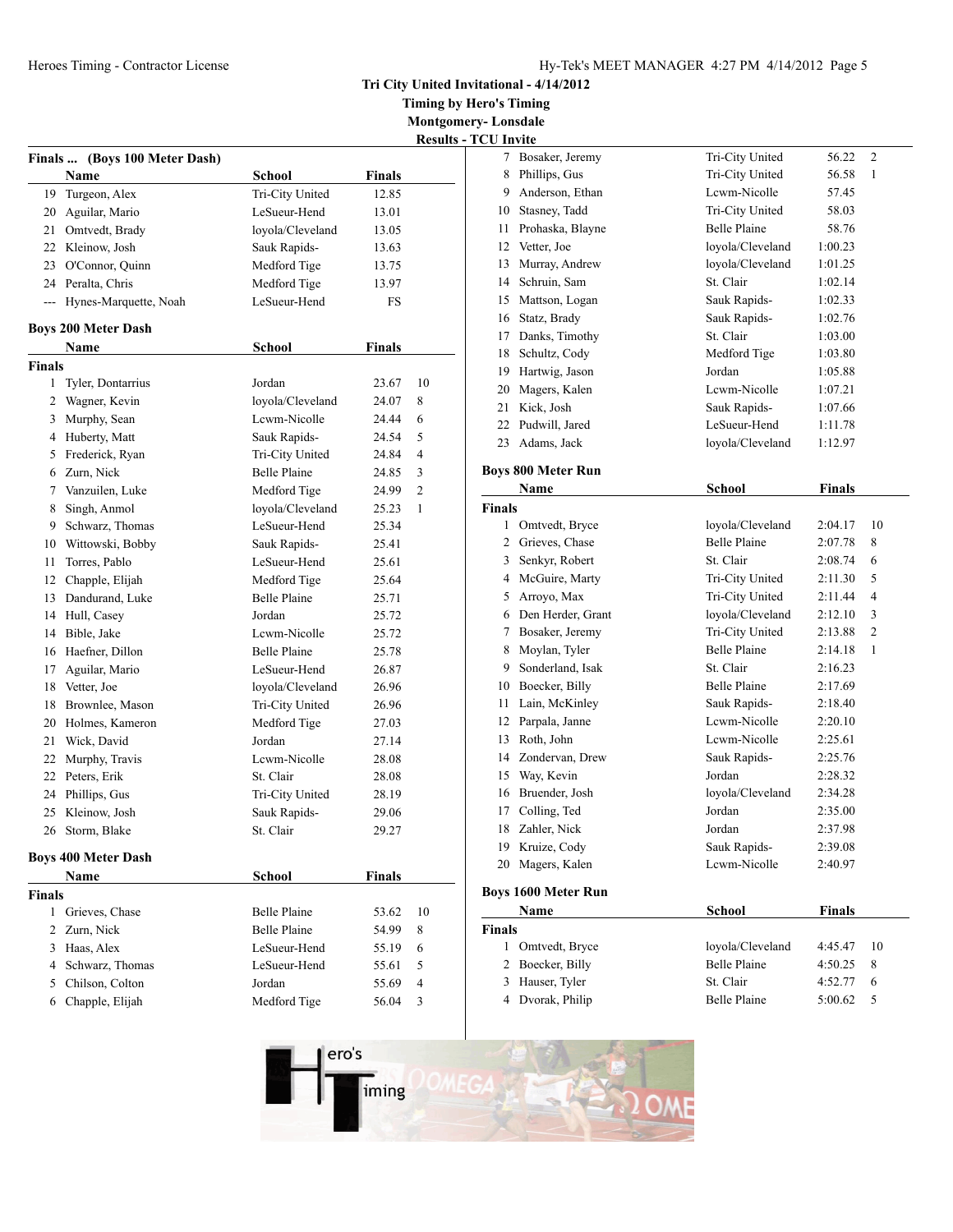## Tri City United Invitational - 4/14/2012

**Timing by Hero's Timing**

**Montgomery- Lonsdale**

**Results - TCU Invite**

### Finals ... (Boys 100 Meter Dash)

| | Name | School | Finals |
|---|---|---|---|
| 19 | Turgeon, Alex | Tri-City United | 12.85 |
| 20 | Aguilar, Mario | LeSueur-Hend | 13.01 |
| 21 | Omtvedt, Brady | loyola/Cleveland | 13.05 |
| 22 | Kleinow, Josh | Sauk Rapids- | 13.63 |
| 23 | O'Connor, Quinn | Medford Tige | 13.75 |
| 24 | Peralta, Chris | Medford Tige | 13.97 |
| --- | Hynes-Marquette, Noah | LeSueur-Hend | FS |

### Boys 200 Meter Dash

**Finals**

| | Name | School | Finals | |
|---|---|---|---|---|
| 1 | Tyler, Dontarrius | Jordan | 23.67 | 10 |
| 2 | Wagner, Kevin | loyola/Cleveland | 24.07 | 8 |
| 3 | Murphy, Sean | Lcwm-Nicolle | 24.44 | 6 |
| 4 | Huberty, Matt | Sauk Rapids- | 24.54 | 5 |
| 5 | Frederick, Ryan | Tri-City United | 24.84 | 4 |
| 6 | Zurn, Nick | Belle Plaine | 24.85 | 3 |
| 7 | Vanzuilen, Luke | Medford Tige | 24.99 | 2 |
| 8 | Singh, Anmol | loyola/Cleveland | 25.23 | 1 |
| 9 | Schwarz, Thomas | LeSueur-Hend | 25.34 | |
| 10 | Wittowski, Bobby | Sauk Rapids- | 25.41 | |
| 11 | Torres, Pablo | LeSueur-Hend | 25.61 | |
| 12 | Chapple, Elijah | Medford Tige | 25.64 | |
| 13 | Dandurand, Luke | Belle Plaine | 25.71 | |
| 14 | Hull, Casey | Jordan | 25.72 | |
| 14 | Bible, Jake | Lcwm-Nicolle | 25.72 | |
| 16 | Haefner, Dillon | Belle Plaine | 25.78 | |
| 17 | Aguilar, Mario | LeSueur-Hend | 26.87 | |
| 18 | Vetter, Joe | loyola/Cleveland | 26.96 | |
| 18 | Brownlee, Mason | Tri-City United | 26.96 | |
| 20 | Holmes, Kameron | Medford Tige | 27.03 | |
| 21 | Wick, David | Jordan | 27.14 | |
| 22 | Murphy, Travis | Lcwm-Nicolle | 28.08 | |
| 22 | Peters, Erik | St. Clair | 28.08 | |
| 24 | Phillips, Gus | Tri-City United | 28.19 | |
| 25 | Kleinow, Josh | Sauk Rapids- | 29.06 | |
| 26 | Storm, Blake | St. Clair | 29.27 | |

### Boys 400 Meter Dash

**Finals**

| | Name | School | Finals | |
|---|---|---|---|---|
| 1 | Grieves, Chase | Belle Plaine | 53.62 | 10 |
| 2 | Zurn, Nick | Belle Plaine | 54.99 | 8 |
| 3 | Haas, Alex | LeSueur-Hend | 55.19 | 6 |
| 4 | Schwarz, Thomas | LeSueur-Hend | 55.61 | 5 |
| 5 | Chilson, Colton | Jordan | 55.69 | 4 |
| 6 | Chapple, Elijah | Medford Tige | 56.04 | 3 |
| 7 | Bosaker, Jeremy | Tri-City United | 56.22 | 2 |
| 8 | Phillips, Gus | Tri-City United | 56.58 | 1 |
| 9 | Anderson, Ethan | Lcwm-Nicolle | 57.45 | |
| 10 | Stasney, Tadd | Tri-City United | 58.03 | |
| 11 | Prohaska, Blayne | Belle Plaine | 58.76 | |
| 12 | Vetter, Joe | loyola/Cleveland | 1:00.23 | |
| 13 | Murray, Andrew | loyola/Cleveland | 1:01.25 | |
| 14 | Schruin, Sam | St. Clair | 1:02.14 | |
| 15 | Mattson, Logan | Sauk Rapids- | 1:02.33 | |
| 16 | Statz, Brady | Sauk Rapids- | 1:02.76 | |
| 17 | Danks, Timothy | St. Clair | 1:03.00 | |
| 18 | Schultz, Cody | Medford Tige | 1:03.80 | |
| 19 | Hartwig, Jason | Jordan | 1:05.88 | |
| 20 | Magers, Kalen | Lcwm-Nicolle | 1:07.21 | |
| 21 | Kick, Josh | Sauk Rapids- | 1:07.66 | |
| 22 | Pudwill, Jared | LeSueur-Hend | 1:11.78 | |
| 23 | Adams, Jack | loyola/Cleveland | 1:12.97 | |

### Boys 800 Meter Run

**Finals**

| | Name | School | Finals | |
|---|---|---|---|---|
| 1 | Omtvedt, Bryce | loyola/Cleveland | 2:04.17 | 10 |
| 2 | Grieves, Chase | Belle Plaine | 2:07.78 | 8 |
| 3 | Senkyr, Robert | St. Clair | 2:08.74 | 6 |
| 4 | McGuire, Marty | Tri-City United | 2:11.30 | 5 |
| 5 | Arroyo, Max | Tri-City United | 2:11.44 | 4 |
| 6 | Den Herder, Grant | loyola/Cleveland | 2:12.10 | 3 |
| 7 | Bosaker, Jeremy | Tri-City United | 2:13.88 | 2 |
| 8 | Moylan, Tyler | Belle Plaine | 2:14.18 | 1 |
| 9 | Sonderland, Isak | St. Clair | 2:16.23 | |
| 10 | Boecker, Billy | Belle Plaine | 2:17.69 | |
| 11 | Lain, McKinley | Sauk Rapids- | 2:18.40 | |
| 12 | Parpala, Janne | Lcwm-Nicolle | 2:20.10 | |
| 13 | Roth, John | Lcwm-Nicolle | 2:25.61 | |
| 14 | Zondervan, Drew | Sauk Rapids- | 2:25.76 | |
| 15 | Way, Kevin | Jordan | 2:28.32 | |
| 16 | Bruender, Josh | loyola/Cleveland | 2:34.28 | |
| 17 | Colling, Ted | Jordan | 2:35.00 | |
| 18 | Zahler, Nick | Jordan | 2:37.98 | |
| 19 | Kruize, Cody | Sauk Rapids- | 2:39.08 | |
| 20 | Magers, Kalen | Lcwm-Nicolle | 2:40.97 | |

### Boys 1600 Meter Run

**Finals**

| | Name | School | Finals | |
|---|---|---|---|---|
| 1 | Omtvedt, Bryce | loyola/Cleveland | 4:45.47 | 10 |
| 2 | Boecker, Billy | Belle Plaine | 4:50.25 | 8 |
| 3 | Hauser, Tyler | St. Clair | 4:52.77 | 6 |
| 4 | Dvorak, Philip | Belle Plaine | 5:00.62 | 5 |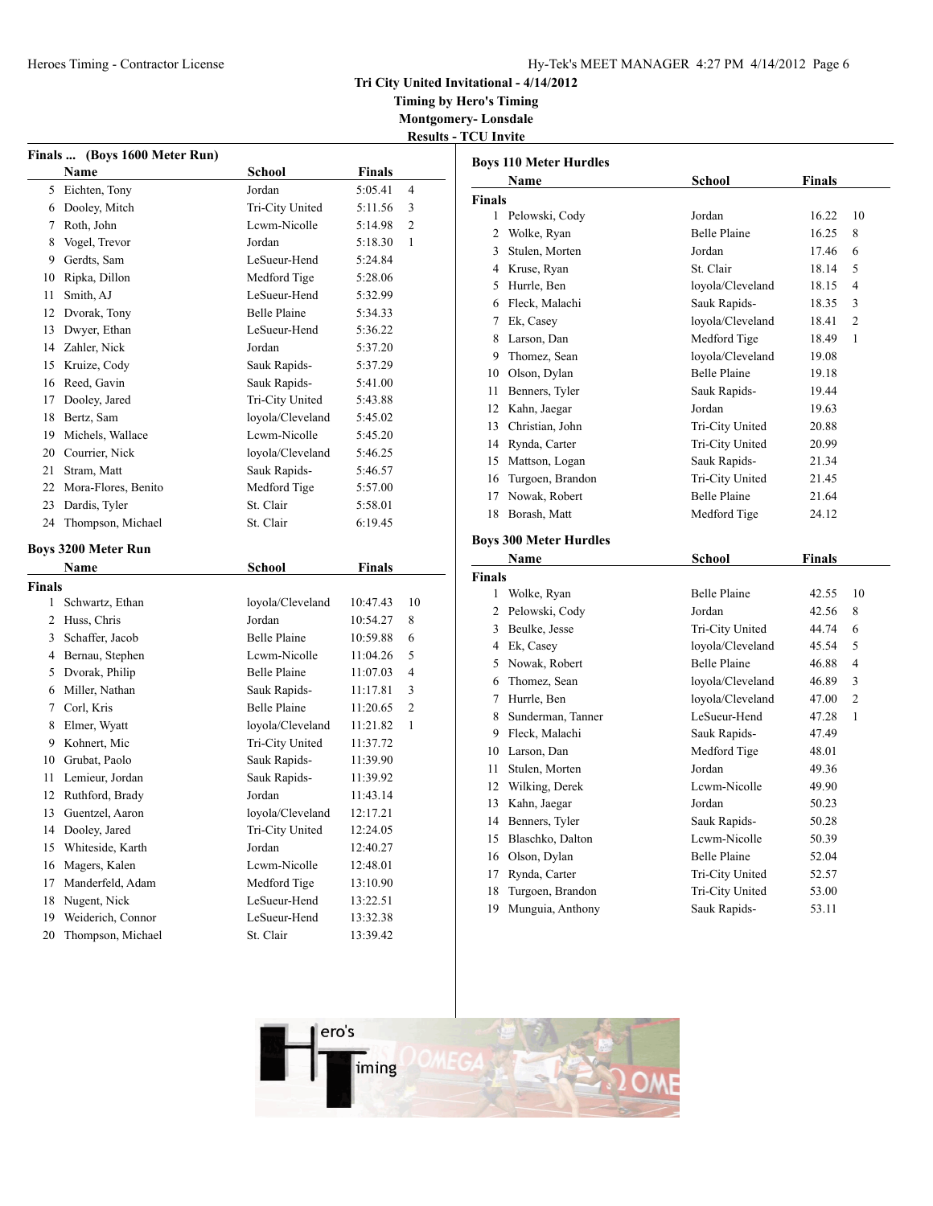# Tri City United Invitational - 4/14/2012

**Timing by Hero's Timing**

**Montgomery- Lonsdale**

**Results - TCU Invite**

### Finals ... (Boys 1600 Meter Run)

| | Name | School | Finals | |
|---|---|---|---|---|
| 5 | Eichten, Tony | Jordan | 5:05.41 | 4 |
| 6 | Dooley, Mitch | Tri-City United | 5:11.56 | 3 |
| 7 | Roth, John | Lcwm-Nicolle | 5:14.98 | 2 |
| 8 | Vogel, Trevor | Jordan | 5:18.30 | 1 |
| 9 | Gerdts, Sam | LeSueur-Hend | 5:24.84 | |
| 10 | Ripka, Dillon | Medford Tige | 5:28.06 | |
| 11 | Smith, AJ | LeSueur-Hend | 5:32.99 | |
| 12 | Dvorak, Tony | Belle Plaine | 5:34.33 | |
| 13 | Dwyer, Ethan | LeSueur-Hend | 5:36.22 | |
| 14 | Zahler, Nick | Jordan | 5:37.20 | |
| 15 | Kruize, Cody | Sauk Rapids- | 5:37.29 | |
| 16 | Reed, Gavin | Sauk Rapids- | 5:41.00 | |
| 17 | Dooley, Jared | Tri-City United | 5:43.88 | |
| 18 | Bertz, Sam | loyola/Cleveland | 5:45.02 | |
| 19 | Michels, Wallace | Lcwm-Nicolle | 5:45.20 | |
| 20 | Courrier, Nick | loyola/Cleveland | 5:46.25 | |
| 21 | Stram, Matt | Sauk Rapids- | 5:46.57 | |
| 22 | Mora-Flores, Benito | Medford Tige | 5:57.00 | |
| 23 | Dardis, Tyler | St. Clair | 5:58.01 | |
| 24 | Thompson, Michael | St. Clair | 6:19.45 | |

### Boys 3200 Meter Run

**Finals**

| | Name | School | Finals | |
|---|---|---|---|---|
| 1 | Schwartz, Ethan | loyola/Cleveland | 10:47.43 | 10 |
| 2 | Huss, Chris | Jordan | 10:54.27 | 8 |
| 3 | Schaffer, Jacob | Belle Plaine | 10:59.88 | 6 |
| 4 | Bernau, Stephen | Lcwm-Nicolle | 11:04.26 | 5 |
| 5 | Dvorak, Philip | Belle Plaine | 11:07.03 | 4 |
| 6 | Miller, Nathan | Sauk Rapids- | 11:17.81 | 3 |
| 7 | Corl, Kris | Belle Plaine | 11:20.65 | 2 |
| 8 | Elmer, Wyatt | loyola/Cleveland | 11:21.82 | 1 |
| 9 | Kohnert, Mic | Tri-City United | 11:37.72 | |
| 10 | Grubat, Paolo | Sauk Rapids- | 11:39.90 | |
| 11 | Lemieur, Jordan | Sauk Rapids- | 11:39.92 | |
| 12 | Ruthford, Brady | Jordan | 11:43.14 | |
| 13 | Guentzel, Aaron | loyola/Cleveland | 12:17.21 | |
| 14 | Dooley, Jared | Tri-City United | 12:24.05 | |
| 15 | Whiteside, Karth | Jordan | 12:40.27 | |
| 16 | Magers, Kalen | Lcwm-Nicolle | 12:48.01 | |
| 17 | Manderfeld, Adam | Medford Tige | 13:10.90 | |
| 18 | Nugent, Nick | LeSueur-Hend | 13:22.51 | |
| 19 | Weiderich, Connor | LeSueur-Hend | 13:32.38 | |
| 20 | Thompson, Michael | St. Clair | 13:39.42 | |

### Boys 110 Meter Hurdles

**Finals**

| | Name | School | Finals | |
|---|---|---|---|---|
| 1 | Pelowski, Cody | Jordan | 16.22 | 10 |
| 2 | Wolke, Ryan | Belle Plaine | 16.25 | 8 |
| 3 | Stulen, Morten | Jordan | 17.46 | 6 |
| 4 | Kruse, Ryan | St. Clair | 18.14 | 5 |
| 5 | Hurrle, Ben | loyola/Cleveland | 18.15 | 4 |
| 6 | Fleck, Malachi | Sauk Rapids- | 18.35 | 3 |
| 7 | Ek, Casey | loyola/Cleveland | 18.41 | 2 |
| 8 | Larson, Dan | Medford Tige | 18.49 | 1 |
| 9 | Thomez, Sean | loyola/Cleveland | 19.08 | |
| 10 | Olson, Dylan | Belle Plaine | 19.18 | |
| 11 | Benners, Tyler | Sauk Rapids- | 19.44 | |
| 12 | Kahn, Jaegar | Jordan | 19.63 | |
| 13 | Christian, John | Tri-City United | 20.88 | |
| 14 | Rynda, Carter | Tri-City United | 20.99 | |
| 15 | Mattson, Logan | Sauk Rapids- | 21.34 | |
| 16 | Turgoen, Brandon | Tri-City United | 21.45 | |
| 17 | Nowak, Robert | Belle Plaine | 21.64 | |
| 18 | Borash, Matt | Medford Tige | 24.12 | |

### Boys 300 Meter Hurdles

**Finals**

| | Name | School | Finals | |
|---|---|---|---|---|
| 1 | Wolke, Ryan | Belle Plaine | 42.55 | 10 |
| 2 | Pelowski, Cody | Jordan | 42.56 | 8 |
| 3 | Beulke, Jesse | Tri-City United | 44.74 | 6 |
| 4 | Ek, Casey | loyola/Cleveland | 45.54 | 5 |
| 5 | Nowak, Robert | Belle Plaine | 46.88 | 4 |
| 6 | Thomez, Sean | loyola/Cleveland | 46.89 | 3 |
| 7 | Hurrle, Ben | loyola/Cleveland | 47.00 | 2 |
| 8 | Sunderman, Tanner | LeSueur-Hend | 47.28 | 1 |
| 9 | Fleck, Malachi | Sauk Rapids- | 47.49 | |
| 10 | Larson, Dan | Medford Tige | 48.01 | |
| 11 | Stulen, Morten | Jordan | 49.36 | |
| 12 | Wilking, Derek | Lcwm-Nicolle | 49.90 | |
| 13 | Kahn, Jaegar | Jordan | 50.23 | |
| 14 | Benners, Tyler | Sauk Rapids- | 50.28 | |
| 15 | Blaschko, Dalton | Lcwm-Nicolle | 50.39 | |
| 16 | Olson, Dylan | Belle Plaine | 52.04 | |
| 17 | Rynda, Carter | Tri-City United | 52.57 | |
| 18 | Turgoen, Brandon | Tri-City United | 53.00 | |
| 19 | Munguia, Anthony | Sauk Rapids- | 53.11 | |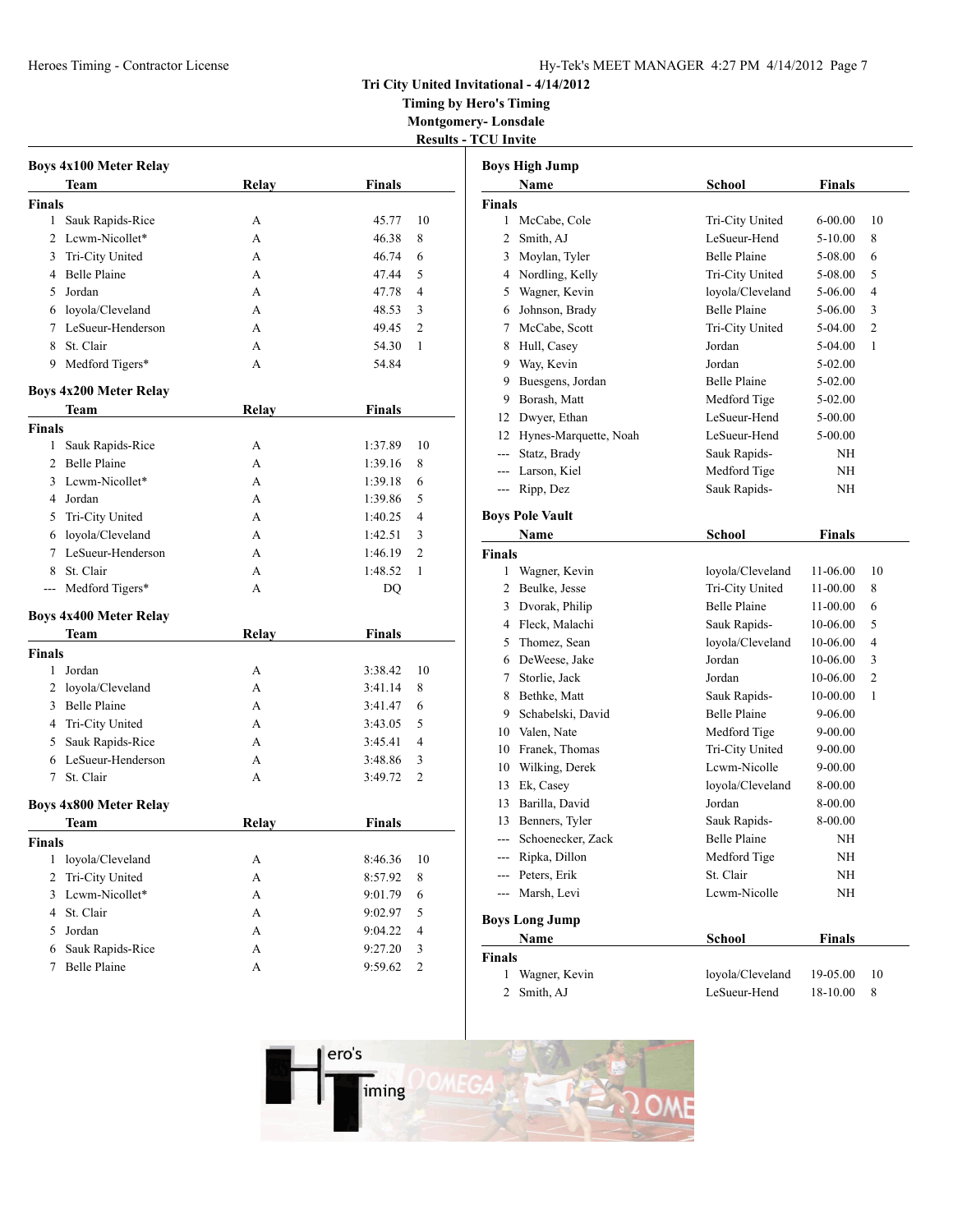## Tri City United Invitational - 4/14/2012

**Timing by Hero's Timing**

**Montgomery- Lonsdale**

**Results - TCU Invite**

### Boys 4x100 Meter Relay

| | Team | Relay | Finals | |
|---|---|---|---|---|
| **Finals** | | | | |
| 1 | Sauk Rapids-Rice | A | 45.77 | 10 |
| 2 | Lcwm-Nicollet* | A | 46.38 | 8 |
| 3 | Tri-City United | A | 46.74 | 6 |
| 4 | Belle Plaine | A | 47.44 | 5 |
| 5 | Jordan | A | 47.78 | 4 |
| 6 | loyola/Cleveland | A | 48.53 | 3 |
| 7 | LeSueur-Henderson | A | 49.45 | 2 |
| 8 | St. Clair | A | 54.30 | 1 |
| 9 | Medford Tigers* | A | 54.84 | |

### Boys 4x200 Meter Relay

| | Team | Relay | Finals | |
|---|---|---|---|---|
| **Finals** | | | | |
| 1 | Sauk Rapids-Rice | A | 1:37.89 | 10 |
| 2 | Belle Plaine | A | 1:39.16 | 8 |
| 3 | Lcwm-Nicollet* | A | 1:39.18 | 6 |
| 4 | Jordan | A | 1:39.86 | 5 |
| 5 | Tri-City United | A | 1:40.25 | 4 |
| 6 | loyola/Cleveland | A | 1:42.51 | 3 |
| 7 | LeSueur-Henderson | A | 1:46.19 | 2 |
| 8 | St. Clair | A | 1:48.52 | 1 |
| --- | Medford Tigers* | A | DQ | |

### Boys 4x400 Meter Relay

| | Team | Relay | Finals | |
|---|---|---|---|---|
| **Finals** | | | | |
| 1 | Jordan | A | 3:38.42 | 10 |
| 2 | loyola/Cleveland | A | 3:41.14 | 8 |
| 3 | Belle Plaine | A | 3:41.47 | 6 |
| 4 | Tri-City United | A | 3:43.05 | 5 |
| 5 | Sauk Rapids-Rice | A | 3:45.41 | 4 |
| 6 | LeSueur-Henderson | A | 3:48.86 | 3 |
| 7 | St. Clair | A | 3:49.72 | 2 |

### Boys 4x800 Meter Relay

| | Team | Relay | Finals | |
|---|---|---|---|---|
| **Finals** | | | | |
| 1 | loyola/Cleveland | A | 8:46.36 | 10 |
| 2 | Tri-City United | A | 8:57.92 | 8 |
| 3 | Lcwm-Nicollet* | A | 9:01.79 | 6 |
| 4 | St. Clair | A | 9:02.97 | 5 |
| 5 | Jordan | A | 9:04.22 | 4 |
| 6 | Sauk Rapids-Rice | A | 9:27.20 | 3 |
| 7 | Belle Plaine | A | 9:59.62 | 2 |

### Boys High Jump

| | Name | School | Finals | |
|---|---|---|---|---|
| **Finals** | | | | |
| 1 | McCabe, Cole | Tri-City United | 6-00.00 | 10 |
| 2 | Smith, AJ | LeSueur-Hend | 5-10.00 | 8 |
| 3 | Moylan, Tyler | Belle Plaine | 5-08.00 | 6 |
| 4 | Nordling, Kelly | Tri-City United | 5-08.00 | 5 |
| 5 | Wagner, Kevin | loyola/Cleveland | 5-06.00 | 4 |
| 6 | Johnson, Brady | Belle Plaine | 5-06.00 | 3 |
| 7 | McCabe, Scott | Tri-City United | 5-04.00 | 2 |
| 8 | Hull, Casey | Jordan | 5-04.00 | 1 |
| 9 | Way, Kevin | Jordan | 5-02.00 | |
| 9 | Buesgens, Jordan | Belle Plaine | 5-02.00 | |
| 9 | Borash, Matt | Medford Tige | 5-02.00 | |
| 12 | Dwyer, Ethan | LeSueur-Hend | 5-00.00 | |
| 12 | Hynes-Marquette, Noah | LeSueur-Hend | 5-00.00 | |
| --- | Statz, Brady | Sauk Rapids- | NH | |
| --- | Larson, Kiel | Medford Tige | NH | |
| --- | Ripp, Dez | Sauk Rapids- | NH | |

### Boys Pole Vault

| | Name | School | Finals | |
|---|---|---|---|---|
| **Finals** | | | | |
| 1 | Wagner, Kevin | loyola/Cleveland | 11-06.00 | 10 |
| 2 | Beulke, Jesse | Tri-City United | 11-00.00 | 8 |
| 3 | Dvorak, Philip | Belle Plaine | 11-00.00 | 6 |
| 4 | Fleck, Malachi | Sauk Rapids- | 10-06.00 | 5 |
| 5 | Thomez, Sean | loyola/Cleveland | 10-06.00 | 4 |
| 6 | DeWeese, Jake | Jordan | 10-06.00 | 3 |
| 7 | Storlie, Jack | Jordan | 10-06.00 | 2 |
| 8 | Bethke, Matt | Sauk Rapids- | 10-00.00 | 1 |
| 9 | Schabelski, David | Belle Plaine | 9-06.00 | |
| 10 | Valen, Nate | Medford Tige | 9-00.00 | |
| 10 | Franek, Thomas | Tri-City United | 9-00.00 | |
| 10 | Wilking, Derek | Lcwm-Nicolle | 9-00.00 | |
| 13 | Ek, Casey | loyola/Cleveland | 8-00.00 | |
| 13 | Barilla, David | Jordan | 8-00.00 | |
| 13 | Benners, Tyler | Sauk Rapids- | 8-00.00 | |
| --- | Schoenecker, Zack | Belle Plaine | NH | |
| --- | Ripka, Dillon | Medford Tige | NH | |
| --- | Peters, Erik | St. Clair | NH | |
| --- | Marsh, Levi | Lcwm-Nicolle | NH | |

### Boys Long Jump

| | Name | School | Finals | |
|---|---|---|---|---|
| **Finals** | | | | |
| 1 | Wagner, Kevin | loyola/Cleveland | 19-05.00 | 10 |
| 2 | Smith, AJ | LeSueur-Hend | 18-10.00 | 8 |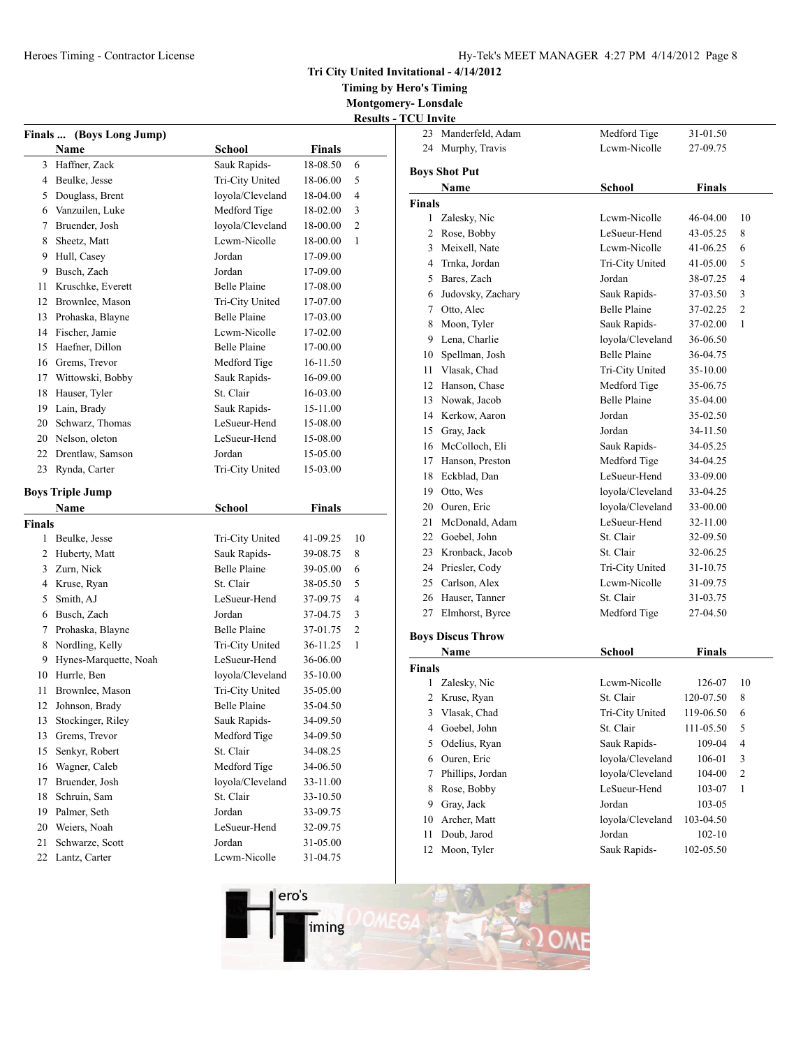Tri City United Invitational - 4/14/2012

Timing by Hero's Timing

Montgomery- Lonsdale

Results - TCU Invite

### Finals ... (Boys Long Jump)

| | Name | School | Finals | |
|---|---|---|---|---|
| 3 | Haffner, Zack | Sauk Rapids- | 18-08.50 | 6 |
| 4 | Beulke, Jesse | Tri-City United | 18-06.00 | 5 |
| 5 | Douglass, Brent | loyola/Cleveland | 18-04.00 | 4 |
| 6 | Vanzuilen, Luke | Medford Tige | 18-02.00 | 3 |
| 7 | Bruender, Josh | loyola/Cleveland | 18-00.00 | 2 |
| 8 | Sheetz, Matt | Lcwm-Nicolle | 18-00.00 | 1 |
| 9 | Hull, Casey | Jordan | 17-09.00 | |
| 9 | Busch, Zach | Jordan | 17-09.00 | |
| 11 | Kruschke, Everett | Belle Plaine | 17-08.00 | |
| 12 | Brownlee, Mason | Tri-City United | 17-07.00 | |
| 13 | Prohaska, Blayne | Belle Plaine | 17-03.00 | |
| 14 | Fischer, Jamie | Lcwm-Nicolle | 17-02.00 | |
| 15 | Haefner, Dillon | Belle Plaine | 17-00.00 | |
| 16 | Grems, Trevor | Medford Tige | 16-11.50 | |
| 17 | Wittowski, Bobby | Sauk Rapids- | 16-09.00 | |
| 18 | Hauser, Tyler | St. Clair | 16-03.00 | |
| 19 | Lain, Brady | Sauk Rapids- | 15-11.00 | |
| 20 | Schwarz, Thomas | LeSueur-Hend | 15-08.00 | |
| 20 | Nelson, oleton | LeSueur-Hend | 15-08.00 | |
| 22 | Drentlaw, Samson | Jordan | 15-05.00 | |
| 23 | Rynda, Carter | Tri-City United | 15-03.00 | |

### Boys Triple Jump

**Finals**

| | Name | School | Finals | |
|---|---|---|---|---|
| 1 | Beulke, Jesse | Tri-City United | 41-09.25 | 10 |
| 2 | Huberty, Matt | Sauk Rapids- | 39-08.75 | 8 |
| 3 | Zurn, Nick | Belle Plaine | 39-05.00 | 6 |
| 4 | Kruse, Ryan | St. Clair | 38-05.50 | 5 |
| 5 | Smith, AJ | LeSueur-Hend | 37-09.75 | 4 |
| 6 | Busch, Zach | Jordan | 37-04.75 | 3 |
| 7 | Prohaska, Blayne | Belle Plaine | 37-01.75 | 2 |
| 8 | Nordling, Kelly | Tri-City United | 36-11.25 | 1 |
| 9 | Hynes-Marquette, Noah | LeSueur-Hend | 36-06.00 | |
| 10 | Hurrle, Ben | loyola/Cleveland | 35-10.00 | |
| 11 | Brownlee, Mason | Tri-City United | 35-05.00 | |
| 12 | Johnson, Brady | Belle Plaine | 35-04.50 | |
| 13 | Stockinger, Riley | Sauk Rapids- | 34-09.50 | |
| 13 | Grems, Trevor | Medford Tige | 34-09.50 | |
| 15 | Senkyr, Robert | St. Clair | 34-08.25 | |
| 16 | Wagner, Caleb | Medford Tige | 34-06.50 | |
| 17 | Bruender, Josh | loyola/Cleveland | 33-11.00 | |
| 18 | Schruin, Sam | St. Clair | 33-10.50 | |
| 19 | Palmer, Seth | Jordan | 33-09.75 | |
| 20 | Weiers, Noah | LeSueur-Hend | 32-09.75 | |
| 21 | Schwarze, Scott | Jordan | 31-05.00 | |
| 22 | Lantz, Carter | Lcwm-Nicolle | 31-04.75 | |
| 23 | Manderfeld, Adam | Medford Tige | 31-01.50 | |
| 24 | Murphy, Travis | Lcwm-Nicolle | 27-09.75 | |

### Boys Shot Put

**Finals**

| | Name | School | Finals | |
|---|---|---|---|---|
| 1 | Zalesky, Nic | Lcwm-Nicolle | 46-04.00 | 10 |
| 2 | Rose, Bobby | LeSueur-Hend | 43-05.25 | 8 |
| 3 | Meixell, Nate | Lcwm-Nicolle | 41-06.25 | 6 |
| 4 | Trnka, Jordan | Tri-City United | 41-05.00 | 5 |
| 5 | Bares, Zach | Jordan | 38-07.25 | 4 |
| 6 | Judovsky, Zachary | Sauk Rapids- | 37-03.50 | 3 |
| 7 | Otto, Alec | Belle Plaine | 37-02.25 | 2 |
| 8 | Moon, Tyler | Sauk Rapids- | 37-02.00 | 1 |
| 9 | Lena, Charlie | loyola/Cleveland | 36-06.50 | |
| 10 | Spellman, Josh | Belle Plaine | 36-04.75 | |
| 11 | Vlasak, Chad | Tri-City United | 35-10.00 | |
| 12 | Hanson, Chase | Medford Tige | 35-06.75 | |
| 13 | Nowak, Jacob | Belle Plaine | 35-04.00 | |
| 14 | Kerkow, Aaron | Jordan | 35-02.50 | |
| 15 | Gray, Jack | Jordan | 34-11.50 | |
| 16 | McColloch, Eli | Sauk Rapids- | 34-05.25 | |
| 17 | Hanson, Preston | Medford Tige | 34-04.25 | |
| 18 | Eckblad, Dan | LeSueur-Hend | 33-09.00 | |
| 19 | Otto, Wes | loyola/Cleveland | 33-04.25 | |
| 20 | Ouren, Eric | loyola/Cleveland | 33-00.00 | |
| 21 | McDonald, Adam | LeSueur-Hend | 32-11.00 | |
| 22 | Goebel, John | St. Clair | 32-09.50 | |
| 23 | Kronback, Jacob | St. Clair | 32-06.25 | |
| 24 | Priesler, Cody | Tri-City United | 31-10.75 | |
| 25 | Carlson, Alex | Lcwm-Nicolle | 31-09.75 | |
| 26 | Hauser, Tanner | St. Clair | 31-03.75 | |
| 27 | Elmhorst, Byrce | Medford Tige | 27-04.50 | |

### Boys Discus Throw

**Finals**

| | Name | School | Finals | |
|---|---|---|---|---|
| 1 | Zalesky, Nic | Lcwm-Nicolle | 126-07 | 10 |
| 2 | Kruse, Ryan | St. Clair | 120-07.50 | 8 |
| 3 | Vlasak, Chad | Tri-City United | 119-06.50 | 6 |
| 4 | Goebel, John | St. Clair | 111-05.50 | 5 |
| 5 | Odelius, Ryan | Sauk Rapids- | 109-04 | 4 |
| 6 | Ouren, Eric | loyola/Cleveland | 106-01 | 3 |
| 7 | Phillips, Jordan | loyola/Cleveland | 104-00 | 2 |
| 8 | Rose, Bobby | LeSueur-Hend | 103-07 | 1 |
| 9 | Gray, Jack | Jordan | 103-05 | |
| 10 | Archer, Matt | loyola/Cleveland | 103-04.50 | |
| 11 | Doub, Jarod | Jordan | 102-10 | |
| 12 | Moon, Tyler | Sauk Rapids- | 102-05.50 | |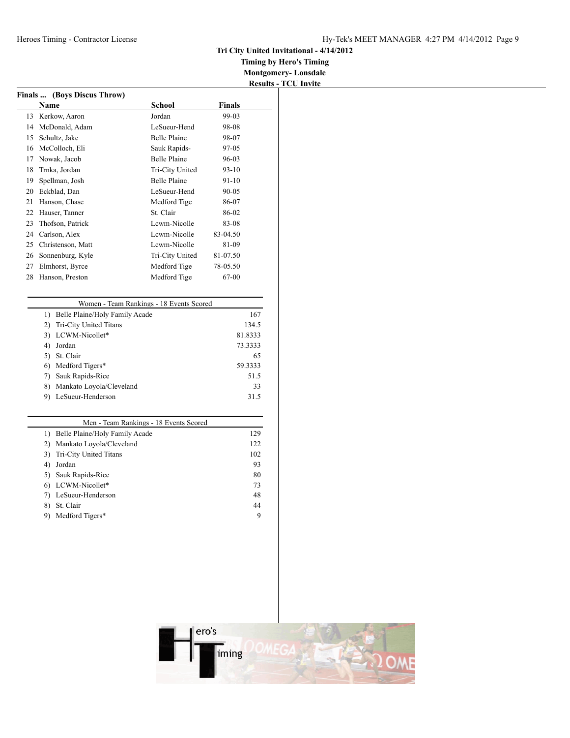Tri City United Invitational - 4/14/2012

Timing by Hero's Timing

Montgomery- Lonsdale

Results - TCU Invite

**Finals ... (Boys Discus Throw)**

| | Name | School | Finals |
|---|---|---|---|
| 13 | Kerkow, Aaron | Jordan | 99-03 |
| 14 | McDonald, Adam | LeSueur-Hend | 98-08 |
| 15 | Schultz, Jake | Belle Plaine | 98-07 |
| 16 | McColloch, Eli | Sauk Rapids- | 97-05 |
| 17 | Nowak, Jacob | Belle Plaine | 96-03 |
| 18 | Trnka, Jordan | Tri-City United | 93-10 |
| 19 | Spellman, Josh | Belle Plaine | 91-10 |
| 20 | Eckblad, Dan | LeSueur-Hend | 90-05 |
| 21 | Hanson, Chase | Medford Tige | 86-07 |
| 22 | Hauser, Tanner | St. Clair | 86-02 |
| 23 | Thofson, Patrick | Lcwm-Nicolle | 83-08 |
| 24 | Carlson, Alex | Lcwm-Nicolle | 83-04.50 |
| 25 | Christenson, Matt | Lcwm-Nicolle | 81-09 |
| 26 | Sonnenburg, Kyle | Tri-City United | 81-07.50 |
| 27 | Elmhorst, Byrce | Medford Tige | 78-05.50 |
| 28 | Hanson, Preston | Medford Tige | 67-00 |

**Women - Team Rankings - 18 Events Scored**

| | Team | Points |
|---|---|---|
| 1) | Belle Plaine/Holy Family Acade | 167 |
| 2) | Tri-City United Titans | 134.5 |
| 3) | LCWM-Nicollet* | 81.8333 |
| 4) | Jordan | 73.3333 |
| 5) | St. Clair | 65 |
| 6) | Medford Tigers* | 59.3333 |
| 7) | Sauk Rapids-Rice | 51.5 |
| 8) | Mankato Loyola/Cleveland | 33 |
| 9) | LeSueur-Henderson | 31.5 |

**Men - Team Rankings - 18 Events Scored**

| | Team | Points |
|---|---|---|
| 1) | Belle Plaine/Holy Family Acade | 129 |
| 2) | Mankato Loyola/Cleveland | 122 |
| 3) | Tri-City United Titans | 102 |
| 4) | Jordan | 93 |
| 5) | Sauk Rapids-Rice | 80 |
| 6) | LCWM-Nicollet* | 73 |
| 7) | LeSueur-Henderson | 48 |
| 8) | St. Clair | 44 |
| 9) | Medford Tigers* | 9 |